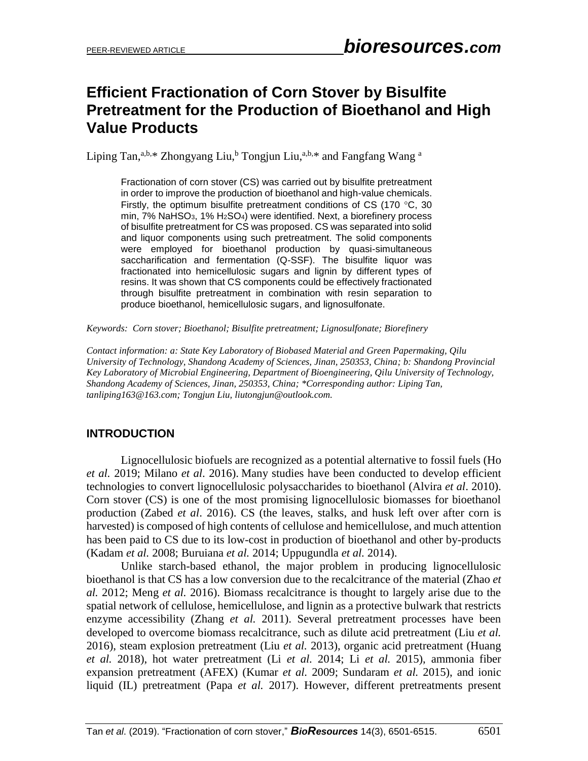# Efficient Fractionation of Corn Stover by Bisulfite Pretreatment for the Production of Bioethanol and High Value Products

Liping Tan,[a,b,]* Zhongyang Liu,[b] Tongjun Liu,[a,b,]* and Fangfang Wang [a]

Fractionation of corn stover (CS) was carried out by bisulfite pretreatment in order to improve the production of bioethanol and high-value chemicals. Firstly, the optimum bisulfite pretreatment conditions of CS (170 °C, 30 min, 7% $NaHSO_3$, 1% $H_2SO_4$) were identified. Next, a biorefinery process of bisulfite pretreatment for CS was proposed. CS was separated into solid and liquor components using such pretreatment. The solid components were employed for bioethanol production by quasi-simultaneous saccharification and fermentation (Q-SSF). The bisulfite liquor was fractionated into hemicellulosic sugars and lignin by different types of resins. It was shown that CS components could be effectively fractionated through bisulfite pretreatment in combination with resin separation to produce bioethanol, hemicellulosic sugars, and lignosulfonate.

*Keywords: Corn stover; Bioethanol; Bisulfite pretreatment; Lignosulfonate; Biorefinery*

*Contact information: a: State Key Laboratory of Biobased Material and Green Papermaking, Qilu University of Technology, Shandong Academy of Sciences, Jinan, 250353, China; b: Shandong Provincial Key Laboratory of Microbial Engineering, Department of Bioengineering, Qilu University of Technology, Shandong Academy of Sciences, Jinan, 250353, China; \*Corresponding author: Liping Tan, tanliping163@163.com; Tongjun Liu, liutongjun@outlook.com.*

## INTRODUCTION

Lignocellulosic biofuels are recognized as a potential alternative to fossil fuels (Ho *et al.* 2019; Milano *et al*. 2016). Many studies have been conducted to develop efficient technologies to convert lignocellulosic polysaccharides to bioethanol (Alvira *et al*. 2010). Corn stover (CS) is one of the most promising lignocellulosic biomasses for bioethanol production (Zabed *et al*. 2016). CS (the leaves, stalks, and husk left over after corn is harvested) is composed of high contents of cellulose and hemicellulose, and much attention has been paid to CS due to its low-cost in production of bioethanol and other by-products (Kadam *et al.* 2008; Buruiana *et al.* 2014; Uppugundla *et al.* 2014).

Unlike starch-based ethanol, the major problem in producing lignocellulosic bioethanol is that CS has a low conversion due to the recalcitrance of the material (Zhao *et al.* 2012; Meng *et al.* 2016). Biomass recalcitrance is thought to largely arise due to the spatial network of cellulose, hemicellulose, and lignin as a protective bulwark that restricts enzyme accessibility (Zhang *et al.* 2011). Several pretreatment processes have been developed to overcome biomass recalcitrance, such as dilute acid pretreatment (Liu *et al.* 2016), steam explosion pretreatment (Liu *et al.* 2013), organic acid pretreatment (Huang *et al.* 2018), hot water pretreatment (Li *et al.* 2014; Li *et al.* 2015), ammonia fiber expansion pretreatment (AFEX) (Kumar *et al.* 2009; Sundaram *et al.* 2015), and ionic liquid (IL) pretreatment (Papa *et al.* 2017). However, different pretreatments present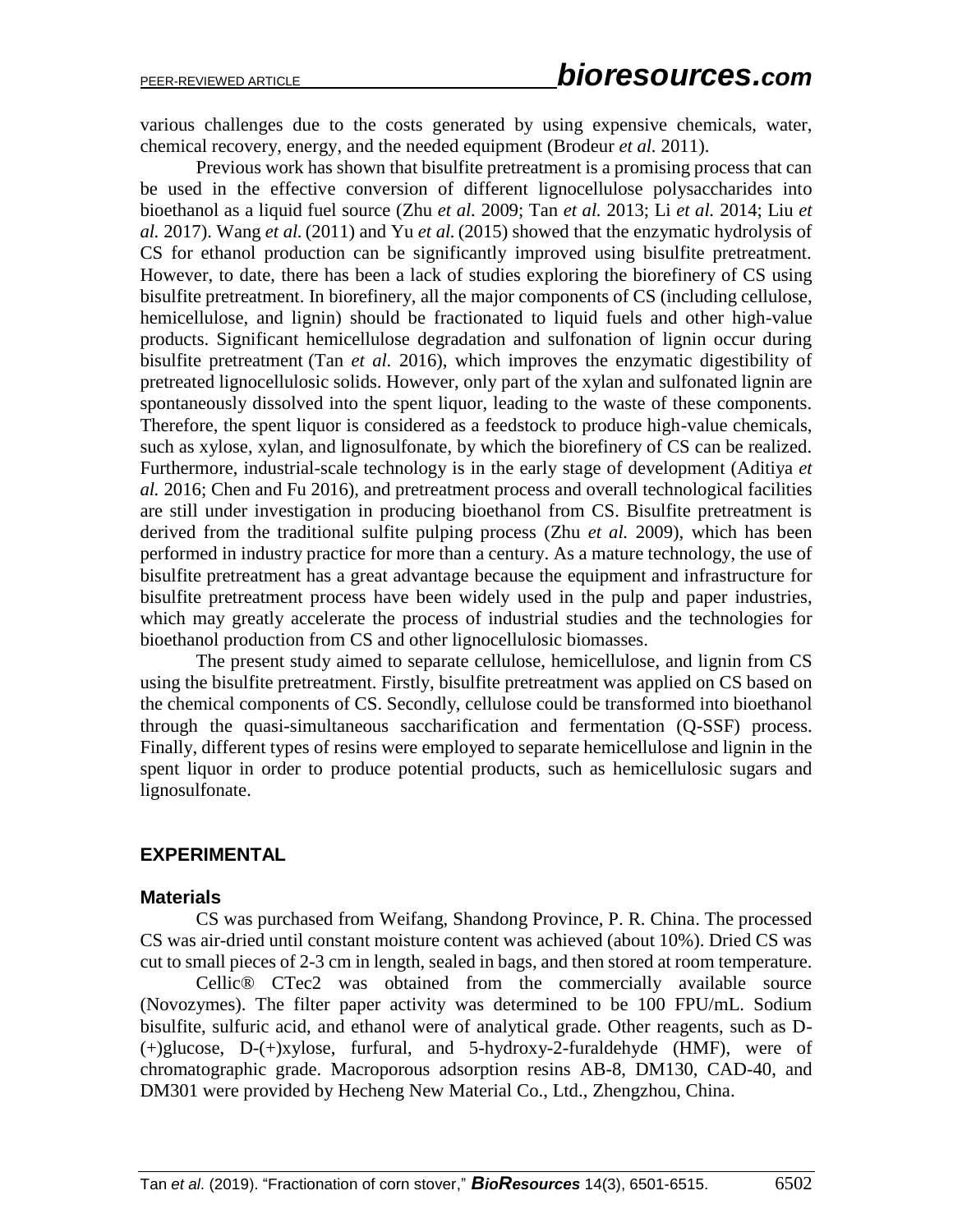various challenges due to the costs generated by using expensive chemicals, water, chemical recovery, energy, and the needed equipment (Brodeur *et al.* 2011).

Previous work has shown that bisulfite pretreatment is a promising process that can be used in the effective conversion of different lignocellulose polysaccharides into bioethanol as a liquid fuel source (Zhu *et al.* 2009; Tan *et al.* 2013; Li *et al.* 2014; Liu *et al.* 2017). Wang *et al.* (2011) and Yu *et al.* (2015) showed that the enzymatic hydrolysis of CS for ethanol production can be significantly improved using bisulfite pretreatment. However, to date, there has been a lack of studies exploring the biorefinery of CS using bisulfite pretreatment. In biorefinery, all the major components of CS (including cellulose, hemicellulose, and lignin) should be fractionated to liquid fuels and other high-value products. Significant hemicellulose degradation and sulfonation of lignin occur during bisulfite pretreatment (Tan *et al.* 2016), which improves the enzymatic digestibility of pretreated lignocellulosic solids. However, only part of the xylan and sulfonated lignin are spontaneously dissolved into the spent liquor, leading to the waste of these components. Therefore, the spent liquor is considered as a feedstock to produce high-value chemicals, such as xylose, xylan, and lignosulfonate, by which the biorefinery of CS can be realized. Furthermore, industrial-scale technology is in the early stage of development (Aditiya *et al.* 2016; Chen and Fu 2016), and pretreatment process and overall technological facilities are still under investigation in producing bioethanol from CS. Bisulfite pretreatment is derived from the traditional sulfite pulping process (Zhu *et al.* 2009), which has been performed in industry practice for more than a century. As a mature technology, the use of bisulfite pretreatment has a great advantage because the equipment and infrastructure for bisulfite pretreatment process have been widely used in the pulp and paper industries, which may greatly accelerate the process of industrial studies and the technologies for bioethanol production from CS and other lignocellulosic biomasses.

The present study aimed to separate cellulose, hemicellulose, and lignin from CS using the bisulfite pretreatment. Firstly, bisulfite pretreatment was applied on CS based on the chemical components of CS. Secondly, cellulose could be transformed into bioethanol through the quasi-simultaneous saccharification and fermentation (Q-SSF) process. Finally, different types of resins were employed to separate hemicellulose and lignin in the spent liquor in order to produce potential products, such as hemicellulosic sugars and lignosulfonate.

## EXPERIMENTAL

### Materials

CS was purchased from Weifang, Shandong Province, P. R. China. The processed CS was air-dried until constant moisture content was achieved (about 10%). Dried CS was cut to small pieces of 2-3 cm in length, sealed in bags, and then stored at room temperature.

Cellic® CTec2 was obtained from the commercially available source (Novozymes). The filter paper activity was determined to be 100 FPU/mL. Sodium bisulfite, sulfuric acid, and ethanol were of analytical grade. Other reagents, such as D-(+)glucose, D-(+)xylose, furfural, and 5-hydroxy-2-furaldehyde (HMF), were of chromatographic grade. Macroporous adsorption resins AB-8, DM130, CAD-40, and DM301 were provided by Hecheng New Material Co., Ltd., Zhengzhou, China.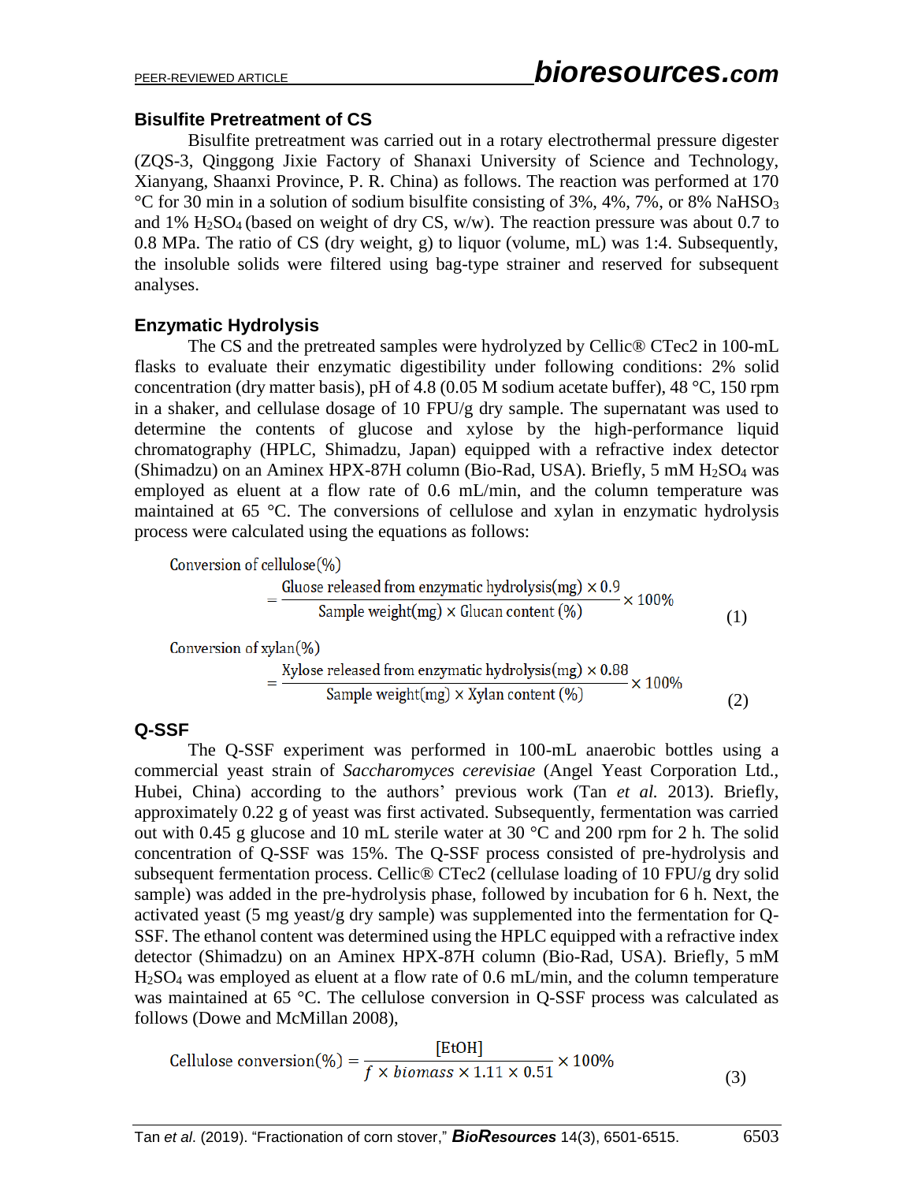## Bisulfite Pretreatment of CS

Bisulfite pretreatment was carried out in a rotary electrothermal pressure digester (ZQS-3, Qinggong Jixie Factory of Shanaxi University of Science and Technology, Xianyang, Shaanxi Province, P. R. China) as follows. The reaction was performed at 170 °C for 30 min in a solution of sodium bisulfite consisting of 3%, 4%, 7%, or 8% $NaHSO_3$ and 1% $H_2SO_4$ (based on weight of dry CS, w/w). The reaction pressure was about 0.7 to 0.8 MPa. The ratio of CS (dry weight, g) to liquor (volume, mL) was 1:4. Subsequently, the insoluble solids were filtered using bag-type strainer and reserved for subsequent analyses.

## Enzymatic Hydrolysis

The CS and the pretreated samples were hydrolyzed by Cellic® CTec2 in 100-mL flasks to evaluate their enzymatic digestibility under following conditions: 2% solid concentration (dry matter basis), pH of 4.8 (0.05 M sodium acetate buffer), 48 °C, 150 rpm in a shaker, and cellulase dosage of 10 FPU/g dry sample. The supernatant was used to determine the contents of glucose and xylose by the high-performance liquid chromatography (HPLC, Shimadzu, Japan) equipped with a refractive index detector (Shimadzu) on an Aminex HPX-87H column (Bio-Rad, USA). Briefly, 5 mM $H_2SO_4$ was employed as eluent at a flow rate of 0.6 mL/min, and the column temperature was maintained at 65 °C. The conversions of cellulose and xylan in enzymatic hydrolysis process were calculated using the equations as follows:

$$\text{Conversion of cellulose}(\%) = \frac{\text{Gluose released from enzymatic hydrolysis(mg)} \times 0.9}{\text{Sample weight(mg)} \times \text{Glucan content }(\%)} \times 100\% \tag{1}$$

$$\text{Conversion of xylan}(\%) = \frac{\text{Xylose released from enzymatic hydrolysis(mg)} \times 0.88}{\text{Sample weight(mg)} \times \text{Xylan content }(\%)} \times 100\% \tag{2}$$

## Q-SSF

The Q-SSF experiment was performed in 100-mL anaerobic bottles using a commercial yeast strain of *Saccharomyces cerevisiae* (Angel Yeast Corporation Ltd., Hubei, China) according to the authors' previous work (Tan *et al.* 2013). Briefly, approximately 0.22 g of yeast was first activated. Subsequently, fermentation was carried out with 0.45 g glucose and 10 mL sterile water at 30 °C and 200 rpm for 2 h. The solid concentration of Q-SSF was 15%. The Q-SSF process consisted of pre-hydrolysis and subsequent fermentation process. Cellic® CTec2 (cellulase loading of 10 FPU/g dry solid sample) was added in the pre-hydrolysis phase, followed by incubation for 6 h. Next, the activated yeast (5 mg yeast/g dry sample) was supplemented into the fermentation for Q-SSF. The ethanol content was determined using the HPLC equipped with a refractive index detector (Shimadzu) on an Aminex HPX-87H column (Bio-Rad, USA). Briefly, 5 mM $H_2SO_4$ was employed as eluent at a flow rate of 0.6 mL/min, and the column temperature was maintained at 65 °C. The cellulose conversion in Q-SSF process was calculated as follows (Dowe and McMillan 2008),

$$\text{Cellulose conversion}(\%) = \frac{[\text{EtOH}]}{f \times biomass \times 1.11 \times 0.51} \times 100\% \tag{3}$$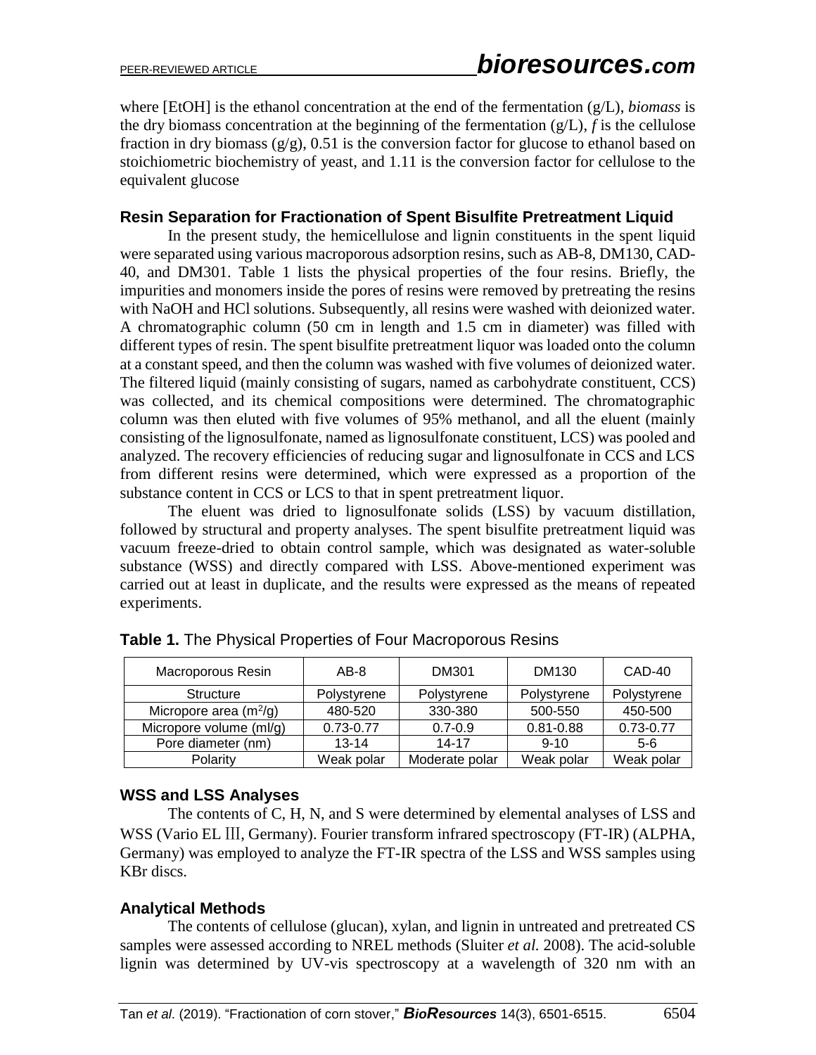where [EtOH] is the ethanol concentration at the end of the fermentation (g/L), *biomass* is the dry biomass concentration at the beginning of the fermentation (g/L), *f* is the cellulose fraction in dry biomass (g/g), 0.51 is the conversion factor for glucose to ethanol based on stoichiometric biochemistry of yeast, and 1.11 is the conversion factor for cellulose to the equivalent glucose

## Resin Separation for Fractionation of Spent Bisulfite Pretreatment Liquid

In the present study, the hemicellulose and lignin constituents in the spent liquid were separated using various macroporous adsorption resins, such as AB-8, DM130, CAD-40, and DM301. Table 1 lists the physical properties of the four resins. Briefly, the impurities and monomers inside the pores of resins were removed by pretreating the resins with NaOH and HCl solutions. Subsequently, all resins were washed with deionized water. A chromatographic column (50 cm in length and 1.5 cm in diameter) was filled with different types of resin. The spent bisulfite pretreatment liquor was loaded onto the column at a constant speed, and then the column was washed with five volumes of deionized water. The filtered liquid (mainly consisting of sugars, named as carbohydrate constituent, CCS) was collected, and its chemical compositions were determined. The chromatographic column was then eluted with five volumes of 95% methanol, and all the eluent (mainly consisting of the lignosulfonate, named as lignosulfonate constituent, LCS) was pooled and analyzed. The recovery efficiencies of reducing sugar and lignosulfonate in CCS and LCS from different resins were determined, which were expressed as a proportion of the substance content in CCS or LCS to that in spent pretreatment liquor.

The eluent was dried to lignosulfonate solids (LSS) by vacuum distillation, followed by structural and property analyses. The spent bisulfite pretreatment liquid was vacuum freeze-dried to obtain control sample, which was designated as water-soluble substance (WSS) and directly compared with LSS. Above-mentioned experiment was carried out at least in duplicate, and the results were expressed as the means of repeated experiments.

**Table 1.** The Physical Properties of Four Macroporous Resins

| Macroporous Resin | AB-8 | DM301 | DM130 | CAD-40 |
|---|---|---|---|---|
| Structure | Polystyrene | Polystyrene | Polystyrene | Polystyrene |
| Micropore area ($m^2$/g) | 480-520 | 330-380 | 500-550 | 450-500 |
| Micropore volume (ml/g) | 0.73-0.77 | 0.7-0.9 | 0.81-0.88 | 0.73-0.77 |
| Pore diameter (nm) | 13-14 | 14-17 | 9-10 | 5-6 |
| Polarity | Weak polar | Moderate polar | Weak polar | Weak polar |

## WSS and LSS Analyses

The contents of C, H, N, and S were determined by elemental analyses of LSS and WSS (Vario EL Ⅲ, Germany). Fourier transform infrared spectroscopy (FT-IR) (ALPHA, Germany) was employed to analyze the FT-IR spectra of the LSS and WSS samples using KBr discs.

## Analytical Methods

The contents of cellulose (glucan), xylan, and lignin in untreated and pretreated CS samples were assessed according to NREL methods (Sluiter *et al.* 2008). The acid-soluble lignin was determined by UV-vis spectroscopy at a wavelength of 320 nm with an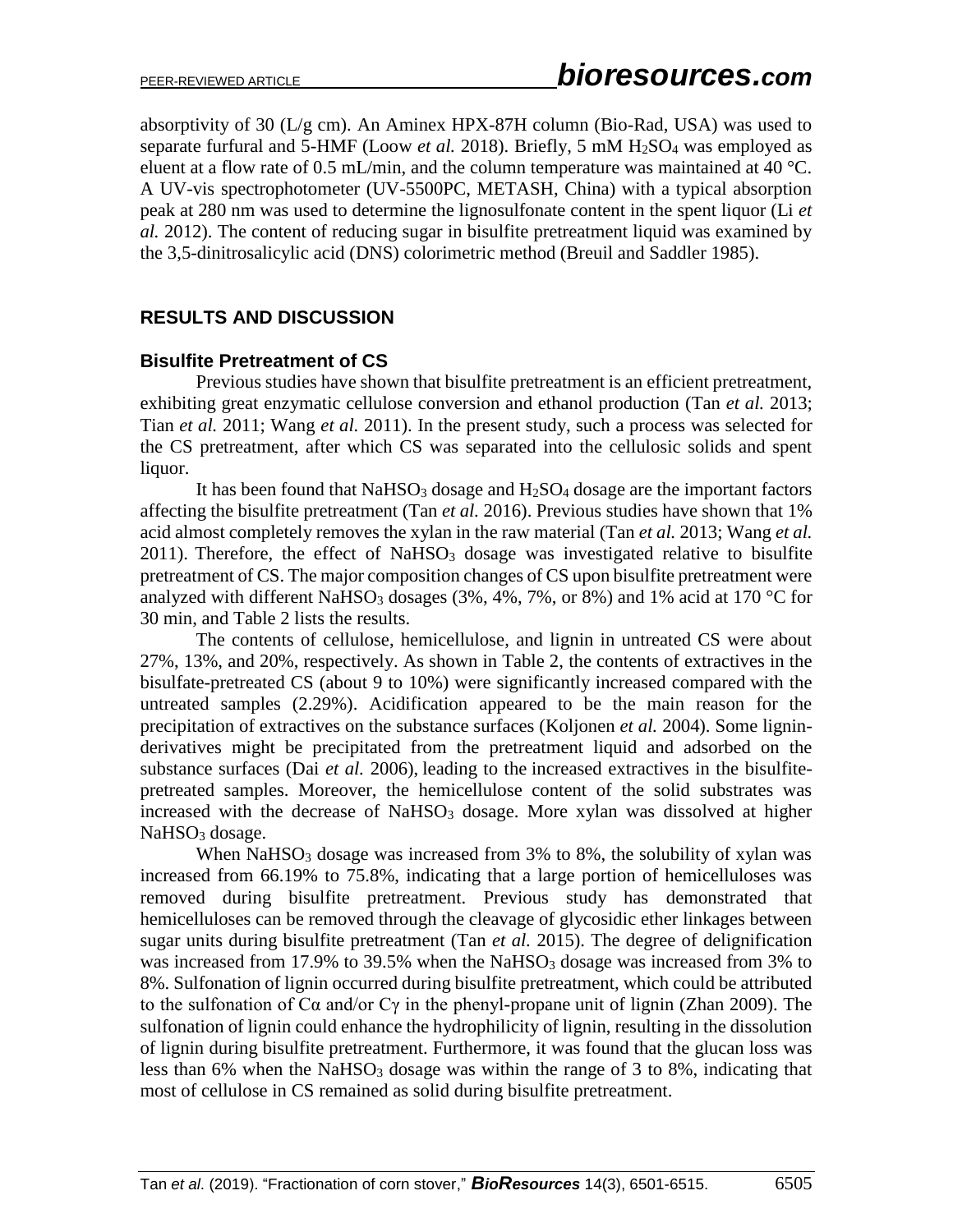absorptivity of 30 (L/g cm). An Aminex HPX-87H column (Bio-Rad, USA) was used to separate furfural and 5-HMF (Loow *et al.* 2018). Briefly, 5 mM $H_2SO_4$ was employed as eluent at a flow rate of 0.5 mL/min, and the column temperature was maintained at 40 °C. A UV-vis spectrophotometer (UV-5500PC, METASH, China) with a typical absorption peak at 280 nm was used to determine the lignosulfonate content in the spent liquor (Li *et al.* 2012). The content of reducing sugar in bisulfite pretreatment liquid was examined by the 3,5-dinitrosalicylic acid (DNS) colorimetric method (Breuil and Saddler 1985).

## RESULTS AND DISCUSSION

### Bisulfite Pretreatment of CS

Previous studies have shown that bisulfite pretreatment is an efficient pretreatment, exhibiting great enzymatic cellulose conversion and ethanol production (Tan *et al.* 2013; Tian *et al.* 2011; Wang *et al.* 2011). In the present study, such a process was selected for the CS pretreatment, after which CS was separated into the cellulosic solids and spent liquor.

It has been found that $NaHSO_3$ dosage and $H_2SO_4$ dosage are the important factors affecting the bisulfite pretreatment (Tan *et al.* 2016). Previous studies have shown that 1% acid almost completely removes the xylan in the raw material (Tan *et al.* 2013; Wang *et al.* 2011). Therefore, the effect of $NaHSO_3$ dosage was investigated relative to bisulfite pretreatment of CS. The major composition changes of CS upon bisulfite pretreatment were analyzed with different $NaHSO_3$ dosages (3%, 4%, 7%, or 8%) and 1% acid at 170 °C for 30 min, and Table 2 lists the results.

The contents of cellulose, hemicellulose, and lignin in untreated CS were about 27%, 13%, and 20%, respectively. As shown in Table 2, the contents of extractives in the bisulfate-pretreated CS (about 9 to 10%) were significantly increased compared with the untreated samples (2.29%). Acidification appeared to be the main reason for the precipitation of extractives on the substance surfaces (Koljonen *et al.* 2004). Some lignin-derivatives might be precipitated from the pretreatment liquid and adsorbed on the substance surfaces (Dai *et al.* 2006), leading to the increased extractives in the bisulfite-pretreated samples. Moreover, the hemicellulose content of the solid substrates was increased with the decrease of $NaHSO_3$ dosage. More xylan was dissolved at higher $NaHSO_3$ dosage.

When $NaHSO_3$ dosage was increased from 3% to 8%, the solubility of xylan was increased from 66.19% to 75.8%, indicating that a large portion of hemicelluloses was removed during bisulfite pretreatment. Previous study has demonstrated that hemicelluloses can be removed through the cleavage of glycosidic ether linkages between sugar units during bisulfite pretreatment (Tan *et al.* 2015). The degree of delignification was increased from 17.9% to 39.5% when the $NaHSO_3$ dosage was increased from 3% to 8%. Sulfonation of lignin occurred during bisulfite pretreatment, which could be attributed to the sulfonation of Cα and/or Cγ in the phenyl-propane unit of lignin (Zhan 2009). The sulfonation of lignin could enhance the hydrophilicity of lignin, resulting in the dissolution of lignin during bisulfite pretreatment. Furthermore, it was found that the glucan loss was less than 6% when the $NaHSO_3$ dosage was within the range of 3 to 8%, indicating that most of cellulose in CS remained as solid during bisulfite pretreatment.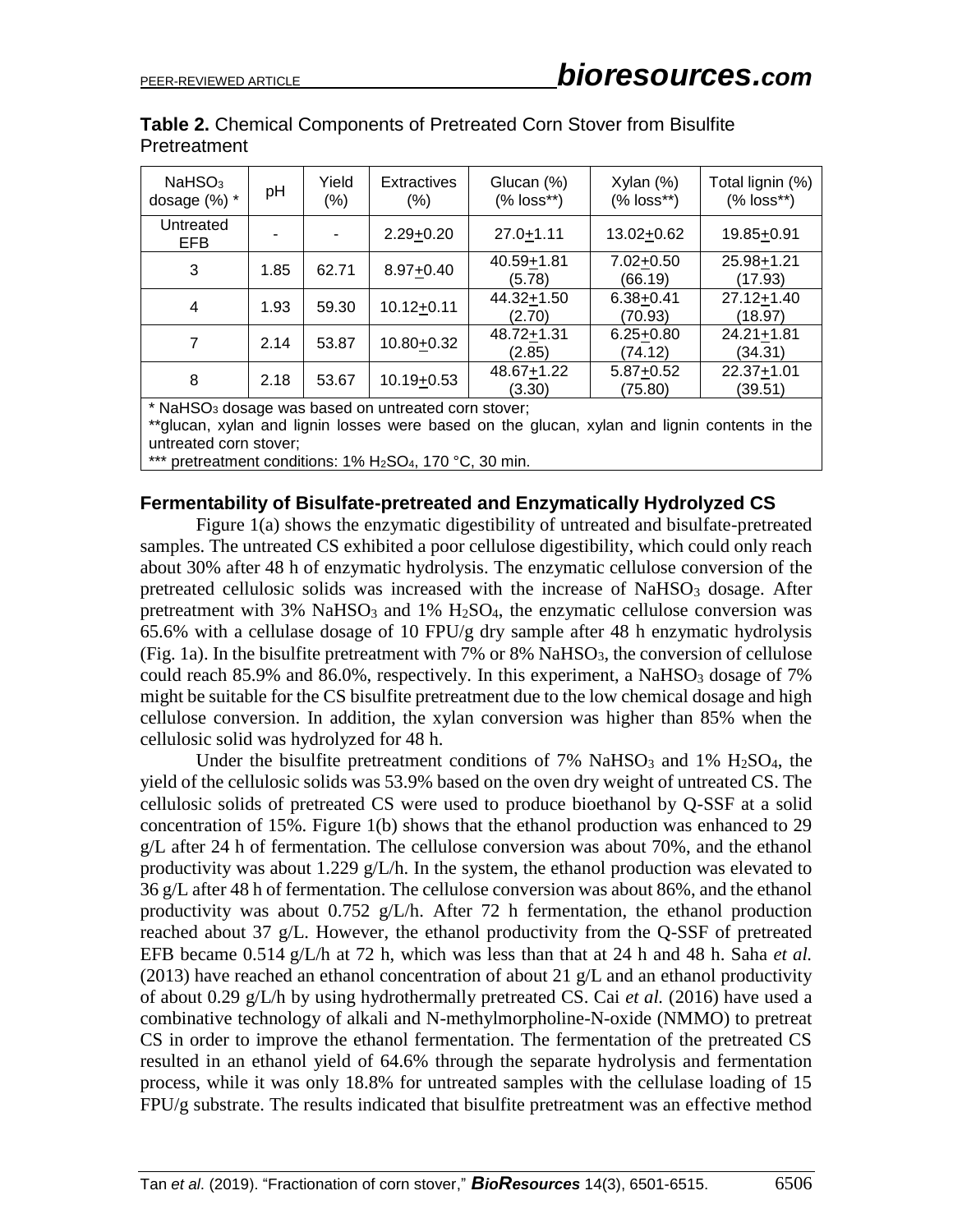**Table 2.** Chemical Components of Pretreated Corn Stover from Bisulfite Pretreatment

| $NaHSO_3$ dosage (%) * | pH | Yield (%) | Extractives (%) | Glucan (%) (% loss**) | Xylan (%) (% loss**) | Total lignin (%) (% loss**) |
|---|---|---|---|---|---|---|
| Untreated EFB | - | - | 2.29±0.20 | 27.0±1.11 | 13.02±0.62 | 19.85±0.91 |
| 3 | 1.85 | 62.71 | 8.97±0.40 | 40.59±1.81 (5.78) | 7.02±0.50 (66.19) | 25.98±1.21 (17.93) |
| 4 | 1.93 | 59.30 | 10.12±0.11 | 44.32±1.50 (2.70) | 6.38±0.41 (70.93) | 27.12±1.40 (18.97) |
| 7 | 2.14 | 53.87 | 10.80±0.32 | 48.72±1.31 (2.85) | 6.25±0.80 (74.12) | 24.21±1.81 (34.31) |
| 8 | 2.18 | 53.67 | 10.19±0.53 | 48.67±1.22 (3.30) | 5.87±0.52 (75.80) | 22.37±1.01 (39.51) |

\* $NaHSO_3$ dosage was based on untreated corn stover;
\*\*glucan, xylan and lignin losses were based on the glucan, xylan and lignin contents in the untreated corn stover;
\*\*\* pretreatment conditions: 1% $H_2SO_4$, 170 °C, 30 min.

### Fermentability of Bisulfate-pretreated and Enzymatically Hydrolyzed CS

Figure 1(a) shows the enzymatic digestibility of untreated and bisulfate-pretreated samples. The untreated CS exhibited a poor cellulose digestibility, which could only reach about 30% after 48 h of enzymatic hydrolysis. The enzymatic cellulose conversion of the pretreated cellulosic solids was increased with the increase of $NaHSO_3$ dosage. After pretreatment with 3% $NaHSO_3$ and 1% $H_2SO_4$, the enzymatic cellulose conversion was 65.6% with a cellulase dosage of 10 FPU/g dry sample after 48 h enzymatic hydrolysis (Fig. 1a). In the bisulfite pretreatment with 7% or 8% $NaHSO_3$, the conversion of cellulose could reach 85.9% and 86.0%, respectively. In this experiment, a $NaHSO_3$ dosage of 7% might be suitable for the CS bisulfite pretreatment due to the low chemical dosage and high cellulose conversion. In addition, the xylan conversion was higher than 85% when the cellulosic solid was hydrolyzed for 48 h.

Under the bisulfite pretreatment conditions of 7% $NaHSO_3$ and 1% $H_2SO_4$, the yield of the cellulosic solids was 53.9% based on the oven dry weight of untreated CS. The cellulosic solids of pretreated CS were used to produce bioethanol by Q-SSF at a solid concentration of 15%. Figure 1(b) shows that the ethanol production was enhanced to 29 g/L after 24 h of fermentation. The cellulose conversion was about 70%, and the ethanol productivity was about 1.229 g/L/h. In the system, the ethanol production was elevated to 36 g/L after 48 h of fermentation. The cellulose conversion was about 86%, and the ethanol productivity was about 0.752 g/L/h. After 72 h fermentation, the ethanol production reached about 37 g/L. However, the ethanol productivity from the Q-SSF of pretreated EFB became 0.514 g/L/h at 72 h, which was less than that at 24 h and 48 h. Saha *et al.* (2013) have reached an ethanol concentration of about 21 g/L and an ethanol productivity of about 0.29 g/L/h by using hydrothermally pretreated CS. Cai *et al.* (2016) have used a combinative technology of alkali and N-methylmorpholine-N-oxide (NMMO) to pretreat CS in order to improve the ethanol fermentation. The fermentation of the pretreated CS resulted in an ethanol yield of 64.6% through the separate hydrolysis and fermentation process, while it was only 18.8% for untreated samples with the cellulase loading of 15 FPU/g substrate. The results indicated that bisulfite pretreatment was an effective method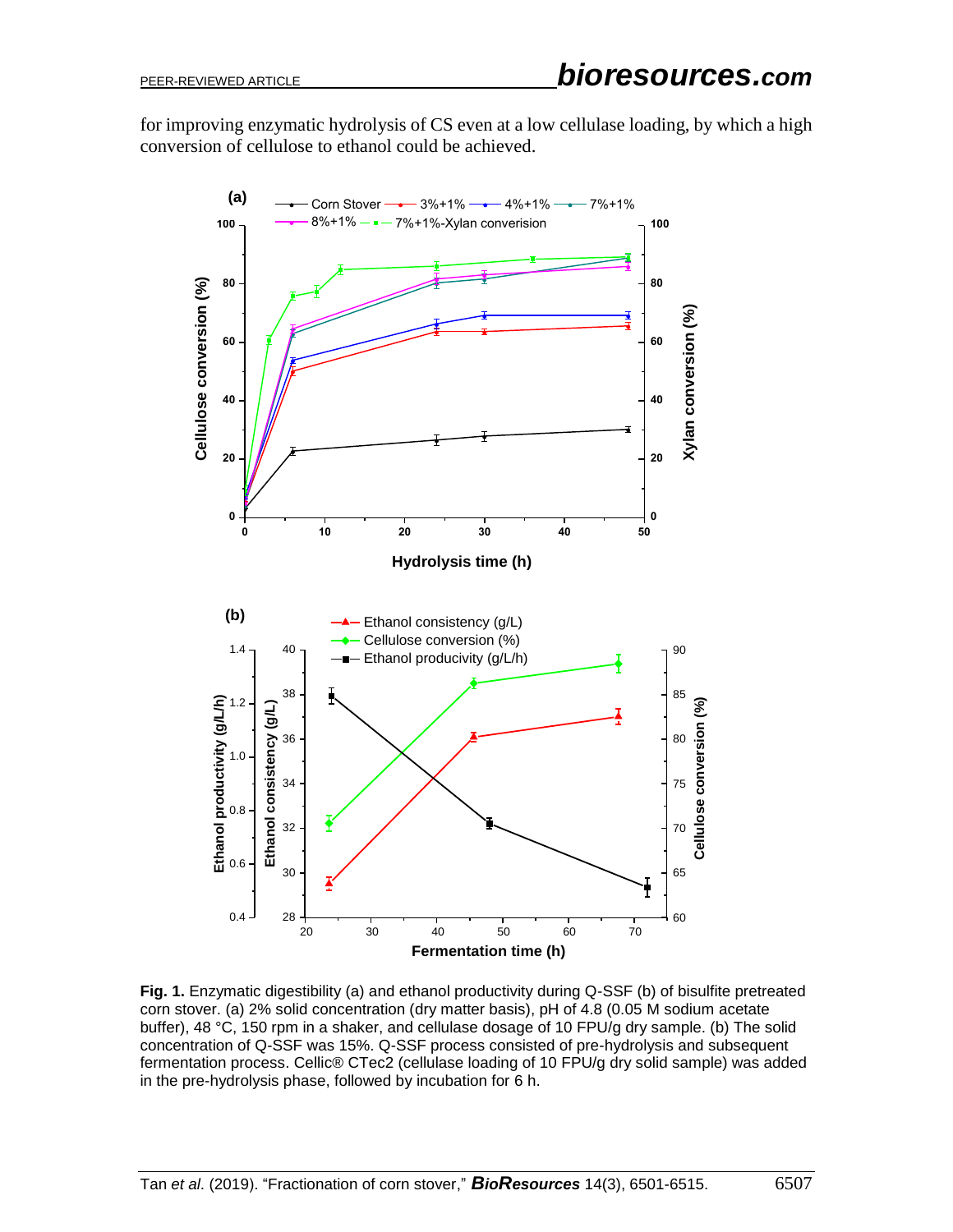for improving enzymatic hydrolysis of CS even at a low cellulase loading, by which a high conversion of cellulose to ethanol could be achieved.

**Fig. 1.** Enzymatic digestibility (a) and ethanol productivity during Q-SSF (b) of bisulfite pretreated corn stover. (a) 2% solid concentration (dry matter basis), pH of 4.8 (0.05 M sodium acetate buffer), 48 °C, 150 rpm in a shaker, and cellulase dosage of 10 FPU/g dry sample. (b) The solid concentration of Q-SSF was 15%. Q-SSF process consisted of pre-hydrolysis and subsequent fermentation process. Cellic® CTec2 (cellulase loading of 10 FPU/g dry solid sample) was added in the pre-hydrolysis phase, followed by incubation for 6 h.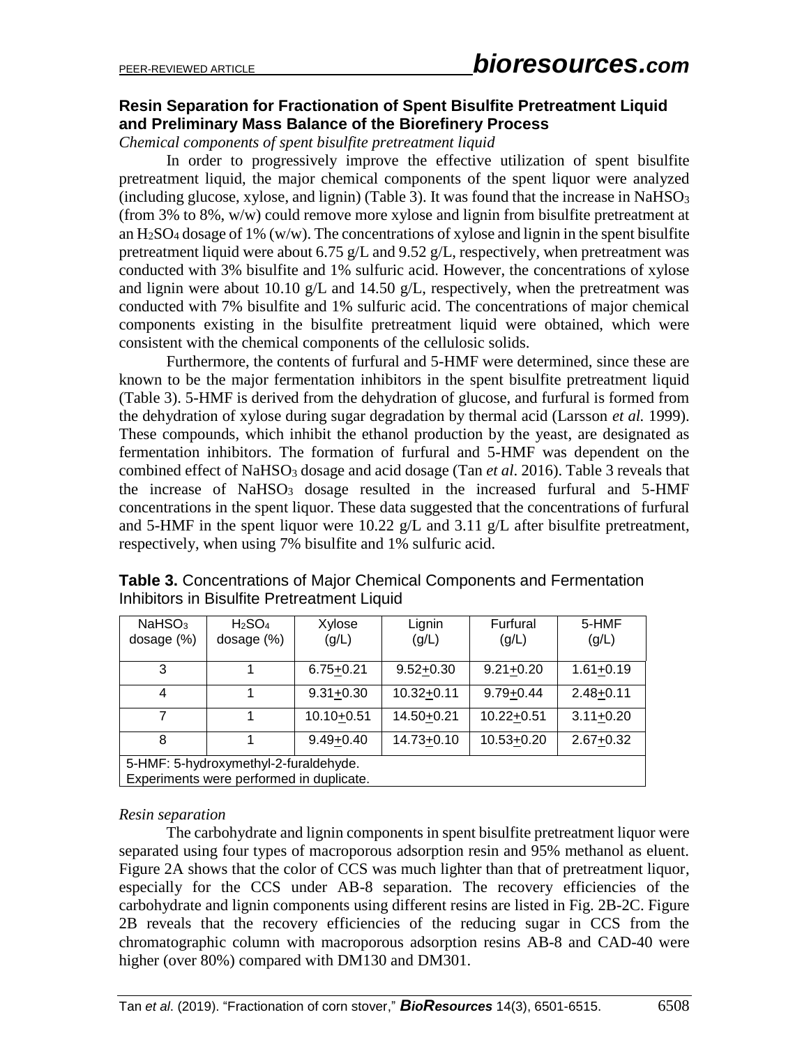## Resin Separation for Fractionation of Spent Bisulfite Pretreatment Liquid and Preliminary Mass Balance of the Biorefinery Process

*Chemical components of spent bisulfite pretreatment liquid*

In order to progressively improve the effective utilization of spent bisulfite pretreatment liquid, the major chemical components of the spent liquor were analyzed (including glucose, xylose, and lignin) (Table 3). It was found that the increase in $NaHSO_3$ (from 3% to 8%, w/w) could remove more xylose and lignin from bisulfite pretreatment at an $H_2SO_4$ dosage of 1% (w/w). The concentrations of xylose and lignin in the spent bisulfite pretreatment liquid were about 6.75 g/L and 9.52 g/L, respectively, when pretreatment was conducted with 3% bisulfite and 1% sulfuric acid. However, the concentrations of xylose and lignin were about 10.10 g/L and 14.50 g/L, respectively, when the pretreatment was conducted with 7% bisulfite and 1% sulfuric acid. The concentrations of major chemical components existing in the bisulfite pretreatment liquid were obtained, which were consistent with the chemical components of the cellulosic solids.

Furthermore, the contents of furfural and 5-HMF were determined, since these are known to be the major fermentation inhibitors in the spent bisulfite pretreatment liquid (Table 3). 5-HMF is derived from the dehydration of glucose, and furfural is formed from the dehydration of xylose during sugar degradation by thermal acid (Larsson *et al.* 1999). These compounds, which inhibit the ethanol production by the yeast, are designated as fermentation inhibitors. The formation of furfural and 5-HMF was dependent on the combined effect of $NaHSO_3$ dosage and acid dosage (Tan *et al*. 2016). Table 3 reveals that the increase of $NaHSO_3$ dosage resulted in the increased furfural and 5-HMF concentrations in the spent liquor. These data suggested that the concentrations of furfural and 5-HMF in the spent liquor were 10.22 g/L and 3.11 g/L after bisulfite pretreatment, respectively, when using 7% bisulfite and 1% sulfuric acid.

**Table 3.** Concentrations of Major Chemical Components and Fermentation Inhibitors in Bisulfite Pretreatment Liquid

| $NaHSO_3$ dosage (%) | $H_2SO_4$ dosage (%) | Xylose (g/L) | Lignin (g/L) | Furfural (g/L) | 5-HMF (g/L) |
|---|---|---|---|---|---|
| 3 | 1 | 6.75±0.21 | 9.52±0.30 | 9.21±0.20 | 1.61±0.19 |
| 4 | 1 | 9.31±0.30 | 10.32±0.11 | 9.79±0.44 | 2.48±0.11 |
| 7 | 1 | 10.10±0.51 | 14.50±0.21 | 10.22±0.51 | 3.11±0.20 |
| 8 | 1 | 9.49±0.40 | 14.73±0.10 | 10.53±0.20 | 2.67±0.32 |

5-HMF: 5-hydroxymethyl-2-furaldehyde.
Experiments were performed in duplicate.

*Resin separation*

The carbohydrate and lignin components in spent bisulfite pretreatment liquor were separated using four types of macroporous adsorption resin and 95% methanol as eluent. Figure 2A shows that the color of CCS was much lighter than that of pretreatment liquor, especially for the CCS under AB-8 separation. The recovery efficiencies of the carbohydrate and lignin components using different resins are listed in Fig. 2B-2C. Figure 2B reveals that the recovery efficiencies of the reducing sugar in CCS from the chromatographic column with macroporous adsorption resins AB-8 and CAD-40 were higher (over 80%) compared with DM130 and DM301.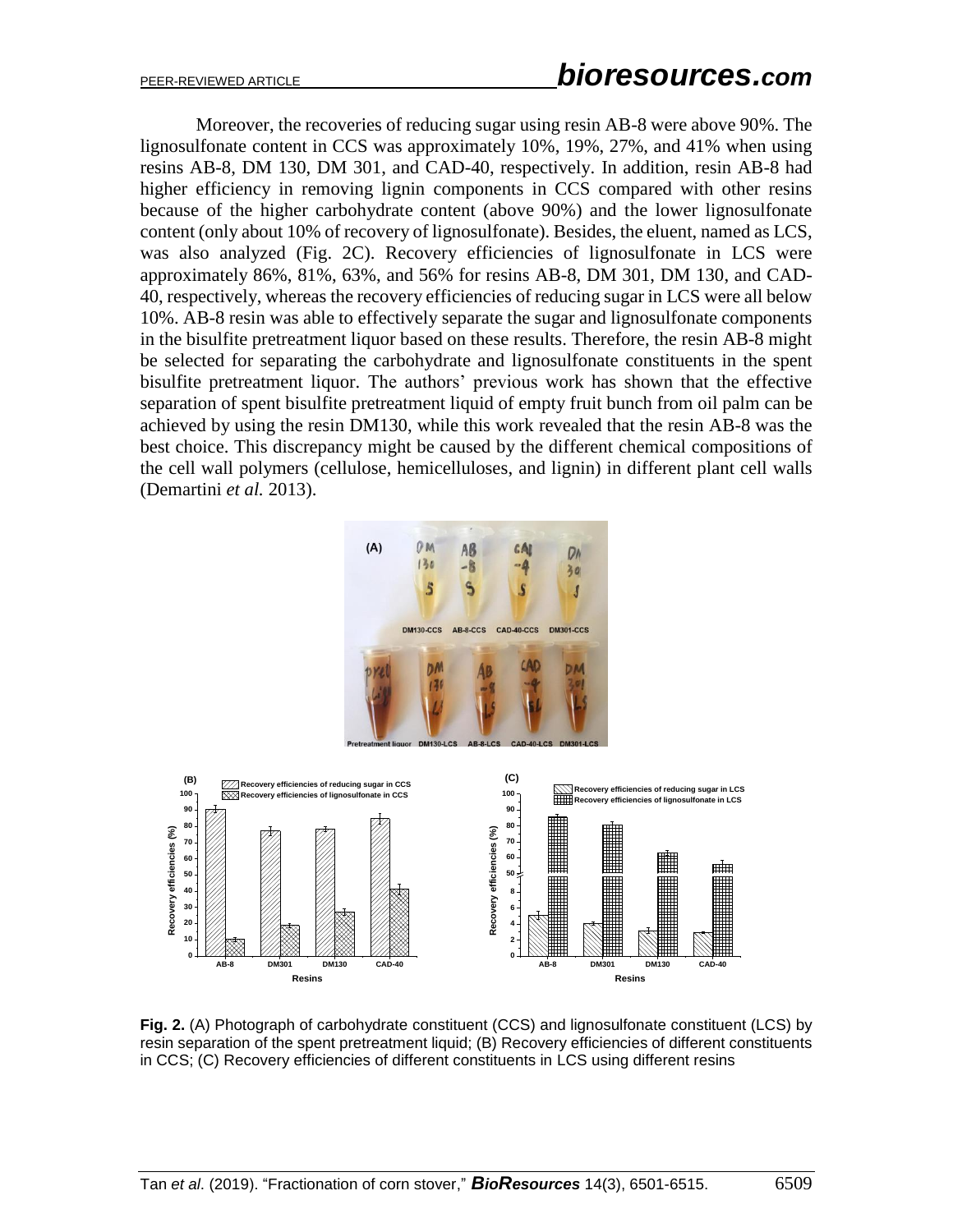Moreover, the recoveries of reducing sugar using resin AB-8 were above 90%. The lignosulfonate content in CCS was approximately 10%, 19%, 27%, and 41% when using resins AB-8, DM 130, DM 301, and CAD-40, respectively. In addition, resin AB-8 had higher efficiency in removing lignin components in CCS compared with other resins because of the higher carbohydrate content (above 90%) and the lower lignosulfonate content (only about 10% of recovery of lignosulfonate). Besides, the eluent, named as LCS, was also analyzed (Fig. 2C). Recovery efficiencies of lignosulfonate in LCS were approximately 86%, 81%, 63%, and 56% for resins AB-8, DM 301, DM 130, and CAD-40, respectively, whereas the recovery efficiencies of reducing sugar in LCS were all below 10%. AB-8 resin was able to effectively separate the sugar and lignosulfonate components in the bisulfite pretreatment liquor based on these results. Therefore, the resin AB-8 might be selected for separating the carbohydrate and lignosulfonate constituents in the spent bisulfite pretreatment liquor. The authors' previous work has shown that the effective separation of spent bisulfite pretreatment liquid of empty fruit bunch from oil palm can be achieved by using the resin DM130, while this work revealed that the resin AB-8 was the best choice. This discrepancy might be caused by the different chemical compositions of the cell wall polymers (cellulose, hemicelluloses, and lignin) in different plant cell walls (Demartini *et al.* 2013).

**Fig. 2.** (A) Photograph of carbohydrate constituent (CCS) and lignosulfonate constituent (LCS) by resin separation of the spent pretreatment liquid; (B) Recovery efficiencies of different constituents in CCS; (C) Recovery efficiencies of different constituents in LCS using different resins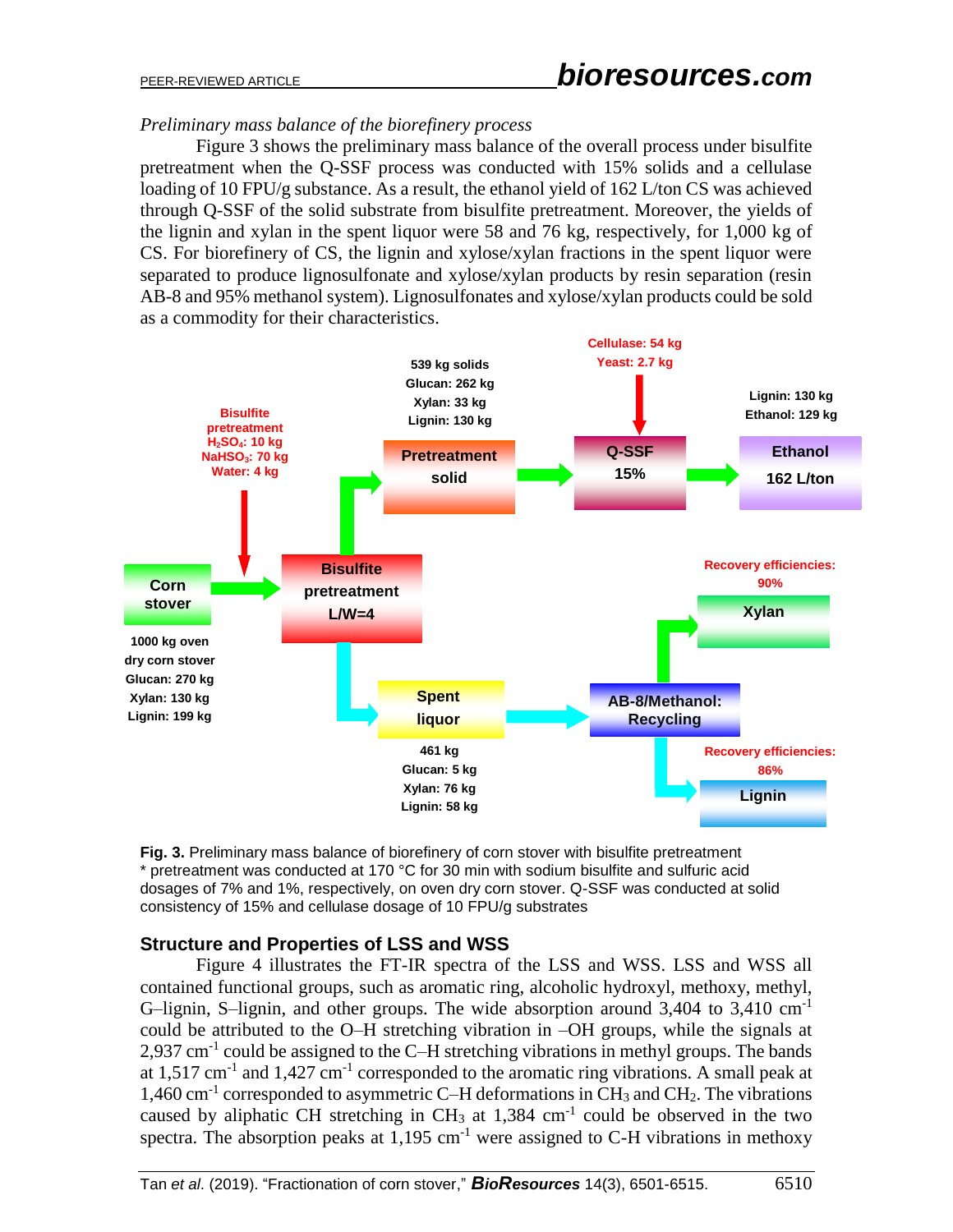*Preliminary mass balance of the biorefinery process*

Figure 3 shows the preliminary mass balance of the overall process under bisulfite pretreatment when the Q-SSF process was conducted with 15% solids and a cellulase loading of 10 FPU/g substance. As a result, the ethanol yield of 162 L/ton CS was achieved through Q-SSF of the solid substrate from bisulfite pretreatment. Moreover, the yields of the lignin and xylan in the spent liquor were 58 and 76 kg, respectively, for 1,000 kg of CS. For biorefinery of CS, the lignin and xylose/xylan fractions in the spent liquor were separated to produce lignosulfonate and xylose/xylan products by resin separation (resin AB-8 and 95% methanol system). Lignosulfonates and xylose/xylan products could be sold as a commodity for their characteristics.

**Fig. 3.** Preliminary mass balance of biorefinery of corn stover with bisulfite pretreatment
\* pretreatment was conducted at 170 °C for 30 min with sodium bisulfite and sulfuric acid dosages of 7% and 1%, respectively, on oven dry corn stover. Q-SSF was conducted at solid consistency of 15% and cellulase dosage of 10 FPU/g substrates

## Structure and Properties of LSS and WSS

Figure 4 illustrates the FT-IR spectra of the LSS and WSS. LSS and WSS all contained functional groups, such as aromatic ring, alcoholic hydroxyl, methoxy, methyl, G–lignin, S–lignin, and other groups. The wide absorption around 3,404 to 3,410 $cm^{-1}$ could be attributed to the O–H stretching vibration in –OH groups, while the signals at 2,937 $cm^{-1}$ could be assigned to the C–H stretching vibrations in methyl groups. The bands at 1,517 $cm^{-1}$ and 1,427 $cm^{-1}$ corresponded to the aromatic ring vibrations. A small peak at 1,460 $cm^{-1}$ corresponded to asymmetric C–H deformations in $CH_3$ and $CH_2$. The vibrations caused by aliphatic CH stretching in $CH_3$ at 1,384 $cm^{-1}$ could be observed in the two spectra. The absorption peaks at 1,195 $cm^{-1}$ were assigned to C-H vibrations in methoxy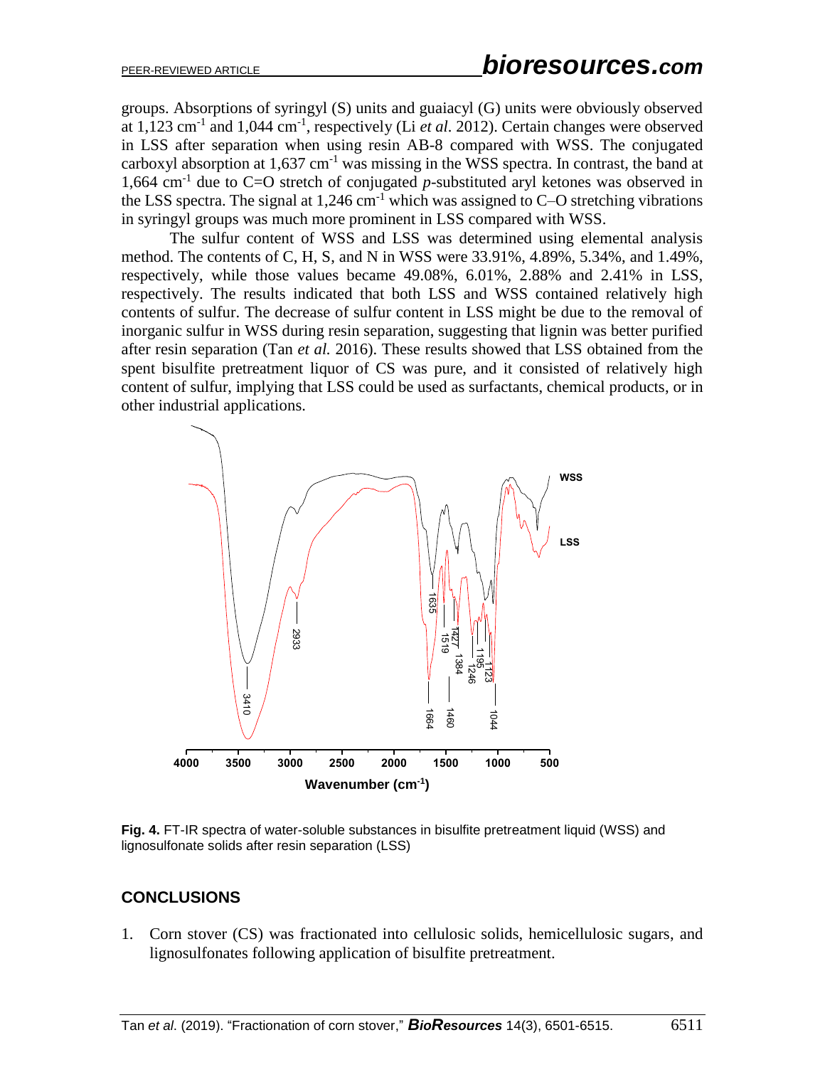groups. Absorptions of syringyl (S) units and guaiacyl (G) units were obviously observed at 1,123 $cm^{-1}$ and 1,044 $cm^{-1}$, respectively (Li *et al.* 2012). Certain changes were observed in LSS after separation when using resin AB-8 compared with WSS. The conjugated carboxyl absorption at 1,637 $cm^{-1}$ was missing in the WSS spectra. In contrast, the band at 1,664 $cm^{-1}$ due to C=O stretch of conjugated *p*-substituted aryl ketones was observed in the LSS spectra. The signal at 1,246 $cm^{-1}$ which was assigned to C–O stretching vibrations in syringyl groups was much more prominent in LSS compared with WSS.

The sulfur content of WSS and LSS was determined using elemental analysis method. The contents of C, H, S, and N in WSS were 33.91%, 4.89%, 5.34%, and 1.49%, respectively, while those values became 49.08%, 6.01%, 2.88% and 2.41% in LSS, respectively. The results indicated that both LSS and WSS contained relatively high contents of sulfur. The decrease of sulfur content in LSS might be due to the removal of inorganic sulfur in WSS during resin separation, suggesting that lignin was better purified after resin separation (Tan *et al.* 2016). These results showed that LSS obtained from the spent bisulfite pretreatment liquor of CS was pure, and it consisted of relatively high content of sulfur, implying that LSS could be used as surfactants, chemical products, or in other industrial applications.

**Fig. 4.** FT-IR spectra of water-soluble substances in bisulfite pretreatment liquid (WSS) and lignosulfonate solids after resin separation (LSS)

## CONCLUSIONS

1. Corn stover (CS) was fractionated into cellulosic solids, hemicellulosic sugars, and lignosulfonates following application of bisulfite pretreatment.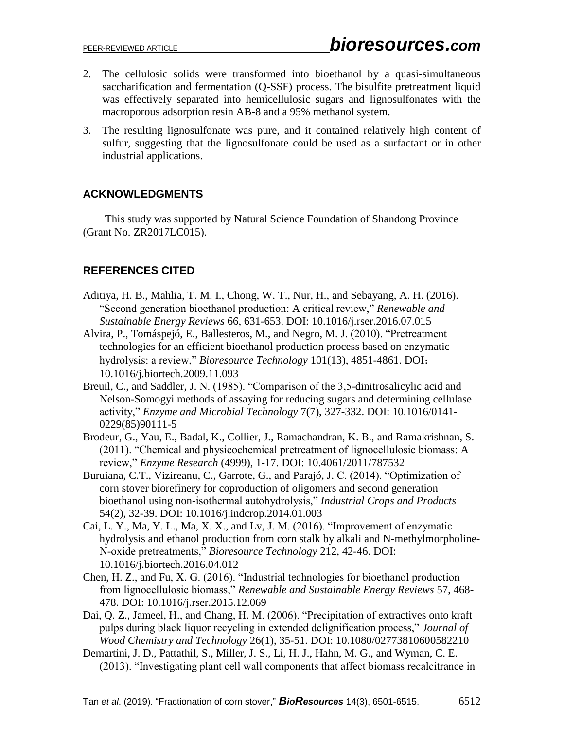2. The cellulosic solids were transformed into bioethanol by a quasi-simultaneous saccharification and fermentation (Q-SSF) process. The bisulfite pretreatment liquid was effectively separated into hemicellulosic sugars and lignosulfonates with the macroporous adsorption resin AB-8 and a 95% methanol system.
3. The resulting lignosulfonate was pure, and it contained relatively high content of sulfur, suggesting that the lignosulfonate could be used as a surfactant or in other industrial applications.

## ACKNOWLEDGMENTS

This study was supported by Natural Science Foundation of Shandong Province (Grant No. ZR2017LC015).

## REFERENCES CITED

Aditiya, H. B., Mahlia, T. M. I., Chong, W. T., Nur, H., and Sebayang, A. H. (2016). "Second generation bioethanol production: A critical review," *Renewable and Sustainable Energy Reviews* 66, 631-653. DOI: 10.1016/j.rser.2016.07.015

Alvira, P., Tomáspejó, E., Ballesteros, M., and Negro, M. J. (2010). "Pretreatment technologies for an efficient bioethanol production process based on enzymatic hydrolysis: a review," *Bioresource Technology* 101(13), 4851-4861. DOI：10.1016/j.biortech.2009.11.093

Breuil, C., and Saddler, J. N. (1985). "Comparison of the 3,5-dinitrosalicylic acid and Nelson-Somogyi methods of assaying for reducing sugars and determining cellulase activity," *Enzyme and Microbial Technology* 7(7), 327-332. DOI: 10.1016/0141-0229(85)90111-5

Brodeur, G., Yau, E., Badal, K., Collier, J., Ramachandran, K. B., and Ramakrishnan, S. (2011). "Chemical and physicochemical pretreatment of lignocellulosic biomass: A review," *Enzyme Research* (4999), 1-17. DOI: 10.4061/2011/787532

Buruiana, C.T., Vizireanu, C., Garrote, G., and Parajó, J. C. (2014). "Optimization of corn stover biorefinery for coproduction of oligomers and second generation bioethanol using non-isothermal autohydrolysis," *Industrial Crops and Products* 54(2), 32-39. DOI: 10.1016/j.indcrop.2014.01.003

Cai, L. Y., Ma, Y. L., Ma, X. X., and Lv, J. M. (2016). "Improvement of enzymatic hydrolysis and ethanol production from corn stalk by alkali and N-methylmorpholine-N-oxide pretreatments," *Bioresource Technology* 212, 42-46. DOI: 10.1016/j.biortech.2016.04.012

Chen, H. Z., and Fu, X. G. (2016). "Industrial technologies for bioethanol production from lignocellulosic biomass," *Renewable and Sustainable Energy Reviews* 57, 468-478. DOI: 10.1016/j.rser.2015.12.069

Dai, Q. Z., Jameel, H., and Chang, H. M. (2006). "Precipitation of extractives onto kraft pulps during black liquor recycling in extended delignification process," *Journal of Wood Chemistry and Technology* 26(1), 35-51. DOI: 10.1080/02773810600582210

Demartini, J. D., Pattathil, S., Miller, J. S., Li, H. J., Hahn, M. G., and Wyman, C. E. (2013). "Investigating plant cell wall components that affect biomass recalcitrance in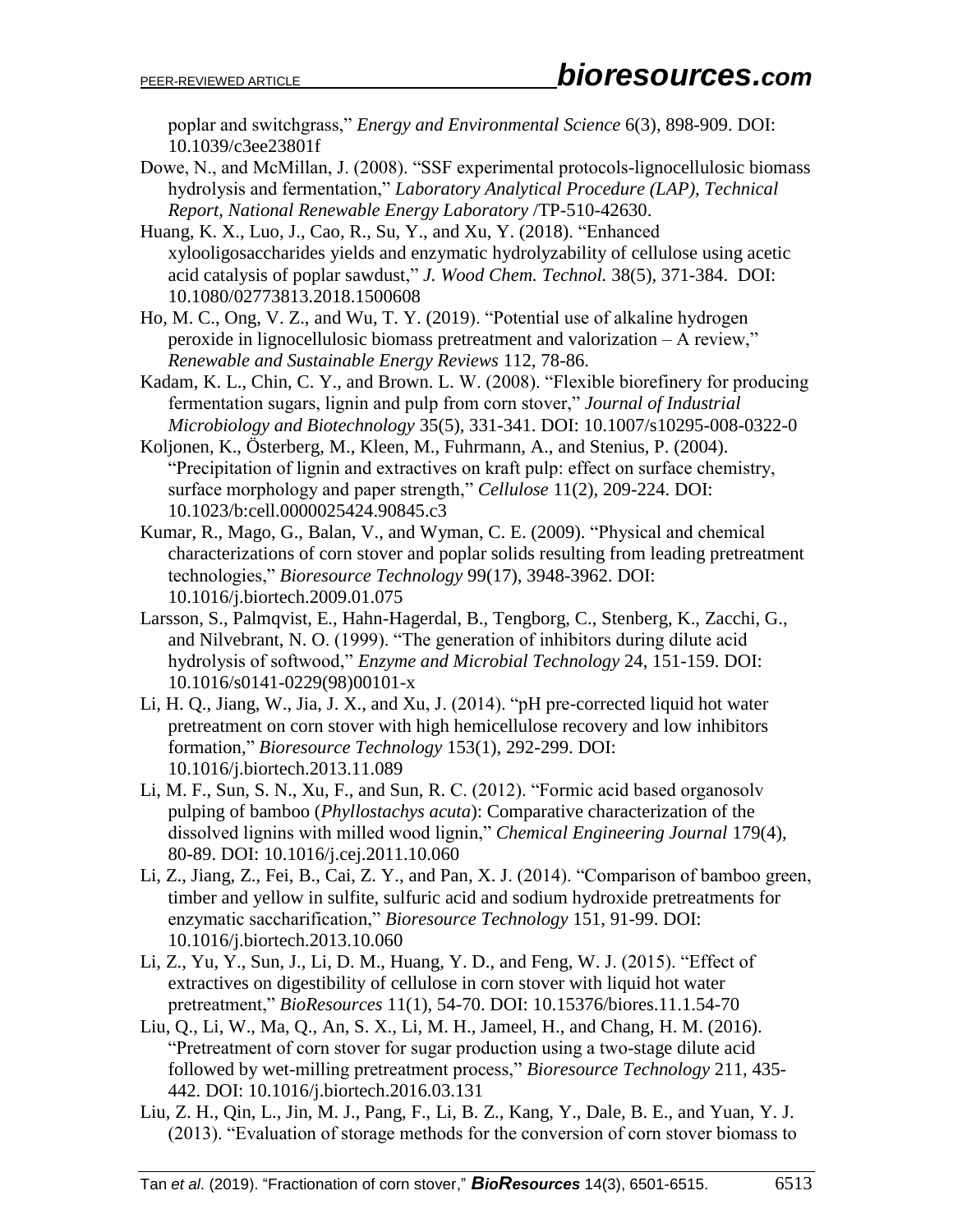poplar and switchgrass," *Energy and Environmental Science* 6(3), 898-909. DOI: 10.1039/c3ee23801f

Dowe, N., and McMillan, J. (2008). "SSF experimental protocols-lignocellulosic biomass hydrolysis and fermentation," *Laboratory Analytical Procedure (LAP), Technical Report, National Renewable Energy Laboratory* /TP-510-42630.

Huang, K. X., Luo, J., Cao, R., Su, Y., and Xu, Y. (2018). "Enhanced xylooligosaccharides yields and enzymatic hydrolyzability of cellulose using acetic acid catalysis of poplar sawdust," *J. Wood Chem. Technol.* 38(5), 371-384. DOI: 10.1080/02773813.2018.1500608

Ho, M. C., Ong, V. Z., and Wu, T. Y. (2019). "Potential use of alkaline hydrogen peroxide in lignocellulosic biomass pretreatment and valorization – A review," *Renewable and Sustainable Energy Reviews* 112, 78-86.

Kadam, K. L., Chin, C. Y., and Brown. L. W. (2008). "Flexible biorefinery for producing fermentation sugars, lignin and pulp from corn stover," *Journal of Industrial Microbiology and Biotechnology* 35(5), 331-341. DOI: 10.1007/s10295-008-0322-0

Koljonen, K., Österberg, M., Kleen, M., Fuhrmann, A., and Stenius, P. (2004). "Precipitation of lignin and extractives on kraft pulp: effect on surface chemistry, surface morphology and paper strength," *Cellulose* 11(2), 209-224. DOI: 10.1023/b:cell.0000025424.90845.c3

Kumar, R., Mago, G., Balan, V., and Wyman, C. E. (2009). "Physical and chemical characterizations of corn stover and poplar solids resulting from leading pretreatment technologies," *Bioresource Technology* 99(17), 3948-3962. DOI: 10.1016/j.biortech.2009.01.075

Larsson, S., Palmqvist, E., Hahn-Hagerdal, B., Tengborg, C., Stenberg, K., Zacchi, G., and Nilvebrant, N. O. (1999). "The generation of inhibitors during dilute acid hydrolysis of softwood," *Enzyme and Microbial Technology* 24, 151-159. DOI: 10.1016/s0141-0229(98)00101-x

Li, H. Q., Jiang, W., Jia, J. X., and Xu, J. (2014). "pH pre-corrected liquid hot water pretreatment on corn stover with high hemicellulose recovery and low inhibitors formation," *Bioresource Technology* 153(1), 292-299. DOI: 10.1016/j.biortech.2013.11.089

Li, M. F., Sun, S. N., Xu, F., and Sun, R. C. (2012). "Formic acid based organosolv pulping of bamboo (*Phyllostachys acuta*): Comparative characterization of the dissolved lignins with milled wood lignin," *Chemical Engineering Journal* 179(4), 80-89. DOI: 10.1016/j.cej.2011.10.060

Li, Z., Jiang, Z., Fei, B., Cai, Z. Y., and Pan, X. J. (2014). "Comparison of bamboo green, timber and yellow in sulfite, sulfuric acid and sodium hydroxide pretreatments for enzymatic saccharification," *Bioresource Technology* 151, 91-99. DOI: 10.1016/j.biortech.2013.10.060

Li, Z., Yu, Y., Sun, J., Li, D. M., Huang, Y. D., and Feng, W. J. (2015). "Effect of extractives on digestibility of cellulose in corn stover with liquid hot water pretreatment," *BioResources* 11(1), 54-70. DOI: 10.15376/biores.11.1.54-70

Liu, Q., Li, W., Ma, Q., An, S. X., Li, M. H., Jameel, H., and Chang, H. M. (2016). "Pretreatment of corn stover for sugar production using a two-stage dilute acid followed by wet-milling pretreatment process," *Bioresource Technology* 211, 435-442. DOI: 10.1016/j.biortech.2016.03.131

Liu, Z. H., Qin, L., Jin, M. J., Pang, F., Li, B. Z., Kang, Y., Dale, B. E., and Yuan, Y. J. (2013). "Evaluation of storage methods for the conversion of corn stover biomass to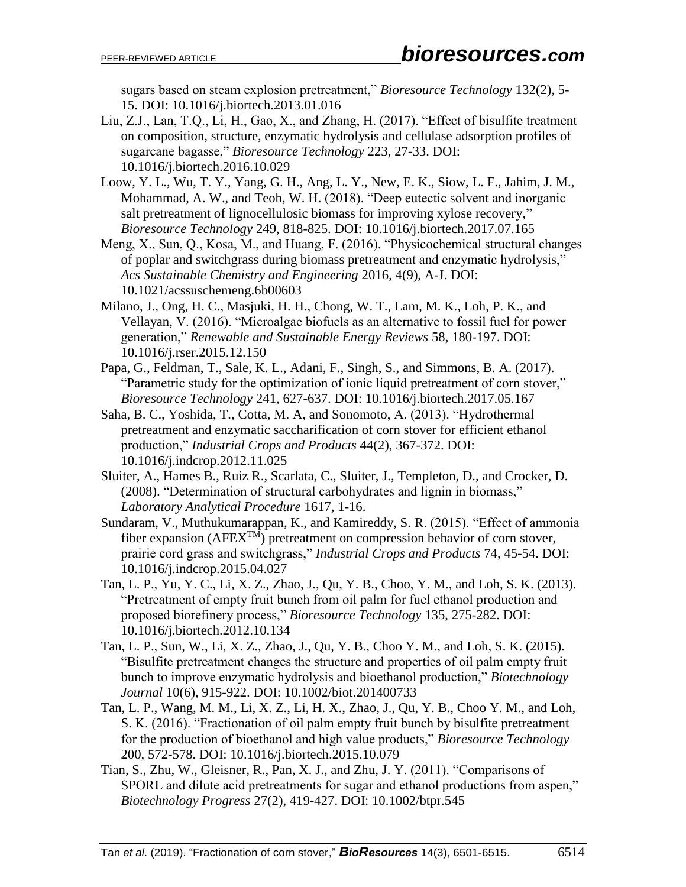sugars based on steam explosion pretreatment," *Bioresource Technology* 132(2), 5-15. DOI: 10.1016/j.biortech.2013.01.016

Liu, Z.J., Lan, T.Q., Li, H., Gao, X., and Zhang, H. (2017). "Effect of bisulfite treatment on composition, structure, enzymatic hydrolysis and cellulase adsorption profiles of sugarcane bagasse," *Bioresource Technology* 223, 27-33. DOI: 10.1016/j.biortech.2016.10.029

Loow, Y. L., Wu, T. Y., Yang, G. H., Ang, L. Y., New, E. K., Siow, L. F., Jahim, J. M., Mohammad, A. W., and Teoh, W. H. (2018). "Deep eutectic solvent and inorganic salt pretreatment of lignocellulosic biomass for improving xylose recovery," *Bioresource Technology* 249, 818-825. DOI: 10.1016/j.biortech.2017.07.165

Meng, X., Sun, Q., Kosa, M., and Huang, F. (2016). "Physicochemical structural changes of poplar and switchgrass during biomass pretreatment and enzymatic hydrolysis," *Acs Sustainable Chemistry and Engineering* 2016, 4(9), A-J. DOI: 10.1021/acssuschemeng.6b00603

Milano, J., Ong, H. C., Masjuki, H. H., Chong, W. T., Lam, M. K., Loh, P. K., and Vellayan, V. (2016). "Microalgae biofuels as an alternative to fossil fuel for power generation," *Renewable and Sustainable Energy Reviews* 58, 180-197. DOI: 10.1016/j.rser.2015.12.150

Papa, G., Feldman, T., Sale, K. L., Adani, F., Singh, S., and Simmons, B. A. (2017). "Parametric study for the optimization of ionic liquid pretreatment of corn stover," *Bioresource Technology* 241, 627-637. DOI: 10.1016/j.biortech.2017.05.167

Saha, B. C., Yoshida, T., Cotta, M. A, and Sonomoto, A. (2013). "Hydrothermal pretreatment and enzymatic saccharification of corn stover for efficient ethanol production," *Industrial Crops and Products* 44(2), 367-372. DOI: 10.1016/j.indcrop.2012.11.025

Sluiter, A., Hames B., Ruiz R., Scarlata, C., Sluiter, J., Templeton, D., and Crocker, D. (2008). "Determination of structural carbohydrates and lignin in biomass," *Laboratory Analytical Procedure* 1617, 1-16.

Sundaram, V., Muthukumarappan, K., and Kamireddy, S. R. (2015). "Effect of ammonia fiber expansion (AFEX$^{TM}$) pretreatment on compression behavior of corn stover, prairie cord grass and switchgrass," *Industrial Crops and Products* 74, 45-54. DOI: 10.1016/j.indcrop.2015.04.027

Tan, L. P., Yu, Y. C., Li, X. Z., Zhao, J., Qu, Y. B., Choo, Y. M., and Loh, S. K. (2013). "Pretreatment of empty fruit bunch from oil palm for fuel ethanol production and proposed biorefinery process," *Bioresource Technology* 135, 275-282. DOI: 10.1016/j.biortech.2012.10.134

Tan, L. P., Sun, W., Li, X. Z., Zhao, J., Qu, Y. B., Choo Y. M., and Loh, S. K. (2015). "Bisulfite pretreatment changes the structure and properties of oil palm empty fruit bunch to improve enzymatic hydrolysis and bioethanol production," *Biotechnology Journal* 10(6), 915-922. DOI: 10.1002/biot.201400733

Tan, L. P., Wang, M. M., Li, X. Z., Li, H. X., Zhao, J., Qu, Y. B., Choo Y. M., and Loh, S. K. (2016). "Fractionation of oil palm empty fruit bunch by bisulfite pretreatment for the production of bioethanol and high value products," *Bioresource Technology* 200, 572-578. DOI: 10.1016/j.biortech.2015.10.079

Tian, S., Zhu, W., Gleisner, R., Pan, X. J., and Zhu, J. Y. (2011). "Comparisons of SPORL and dilute acid pretreatments for sugar and ethanol productions from aspen," *Biotechnology Progress* 27(2), 419-427. DOI: 10.1002/btpr.545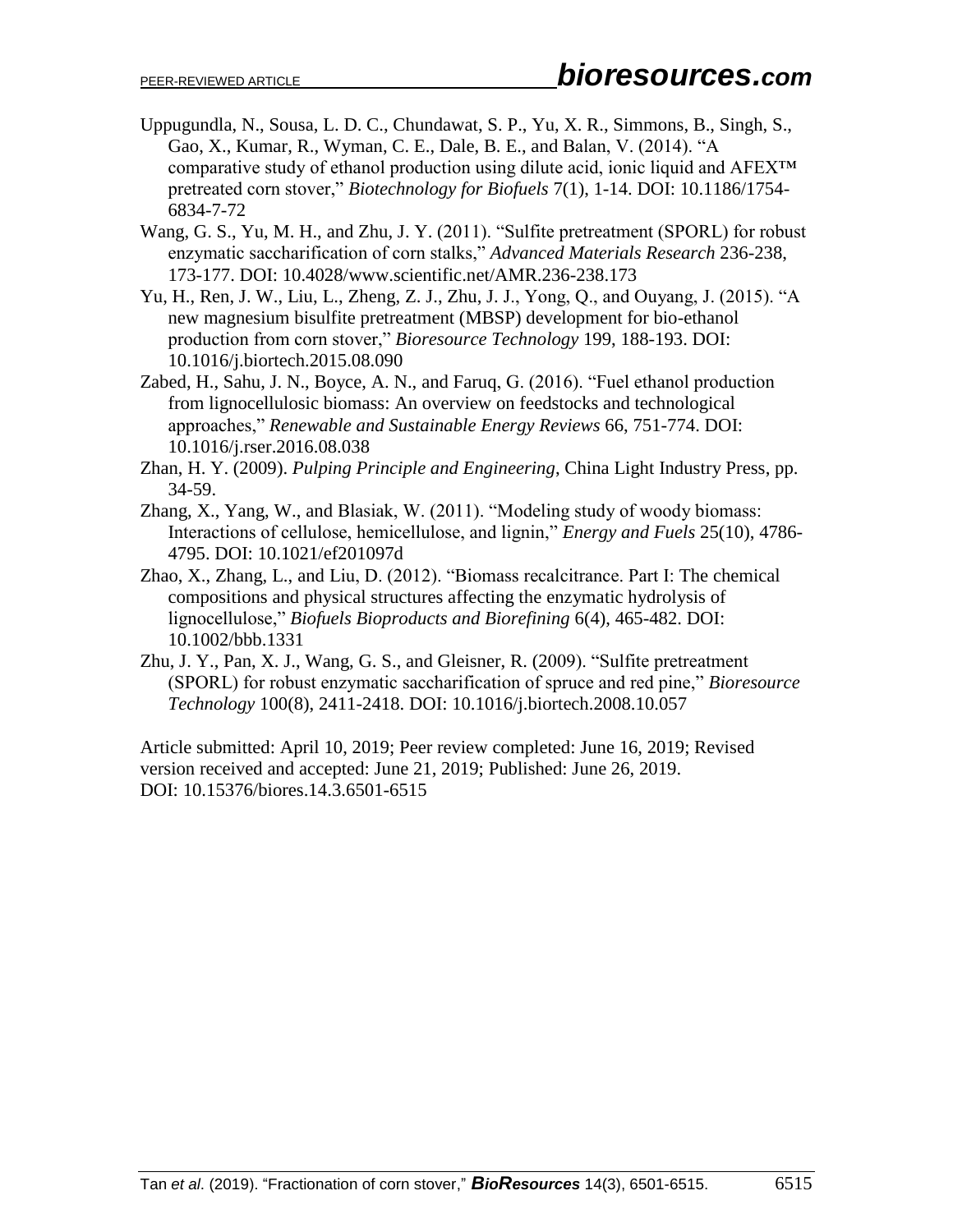Uppugundla, N., Sousa, L. D. C., Chundawat, S. P., Yu, X. R., Simmons, B., Singh, S., Gao, X., Kumar, R., Wyman, C. E., Dale, B. E., and Balan, V. (2014). "A comparative study of ethanol production using dilute acid, ionic liquid and AFEX™ pretreated corn stover," *Biotechnology for Biofuels* 7(1), 1-14. DOI: 10.1186/1754-6834-7-72

Wang, G. S., Yu, M. H., and Zhu, J. Y. (2011). "Sulfite pretreatment (SPORL) for robust enzymatic saccharification of corn stalks," *Advanced Materials Research* 236-238, 173-177. DOI: 10.4028/www.scientific.net/AMR.236-238.173

Yu, H., Ren, J. W., Liu, L., Zheng, Z. J., Zhu, J. J., Yong, Q., and Ouyang, J. (2015). "A new magnesium bisulfite pretreatment (MBSP) development for bio-ethanol production from corn stover," *Bioresource Technology* 199, 188-193. DOI: 10.1016/j.biortech.2015.08.090

Zabed, H., Sahu, J. N., Boyce, A. N., and Faruq, G. (2016). "Fuel ethanol production from lignocellulosic biomass: An overview on feedstocks and technological approaches," *Renewable and Sustainable Energy Reviews* 66, 751-774. DOI: 10.1016/j.rser.2016.08.038

Zhan, H. Y. (2009). *Pulping Principle and Engineering*, China Light Industry Press, pp. 34-59.

Zhang, X., Yang, W., and Blasiak, W. (2011). "Modeling study of woody biomass: Interactions of cellulose, hemicellulose, and lignin," *Energy and Fuels* 25(10), 4786-4795. DOI: 10.1021/ef201097d

Zhao, X., Zhang, L., and Liu, D. (2012). "Biomass recalcitrance. Part I: The chemical compositions and physical structures affecting the enzymatic hydrolysis of lignocellulose," *Biofuels Bioproducts and Biorefining* 6(4), 465-482. DOI: 10.1002/bbb.1331

Zhu, J. Y., Pan, X. J., Wang, G. S., and Gleisner, R. (2009). "Sulfite pretreatment (SPORL) for robust enzymatic saccharification of spruce and red pine," *Bioresource Technology* 100(8), 2411-2418. DOI: 10.1016/j.biortech.2008.10.057

Article submitted: April 10, 2019; Peer review completed: June 16, 2019; Revised version received and accepted: June 21, 2019; Published: June 26, 2019.
DOI: 10.15376/biores.14.3.6501-6515